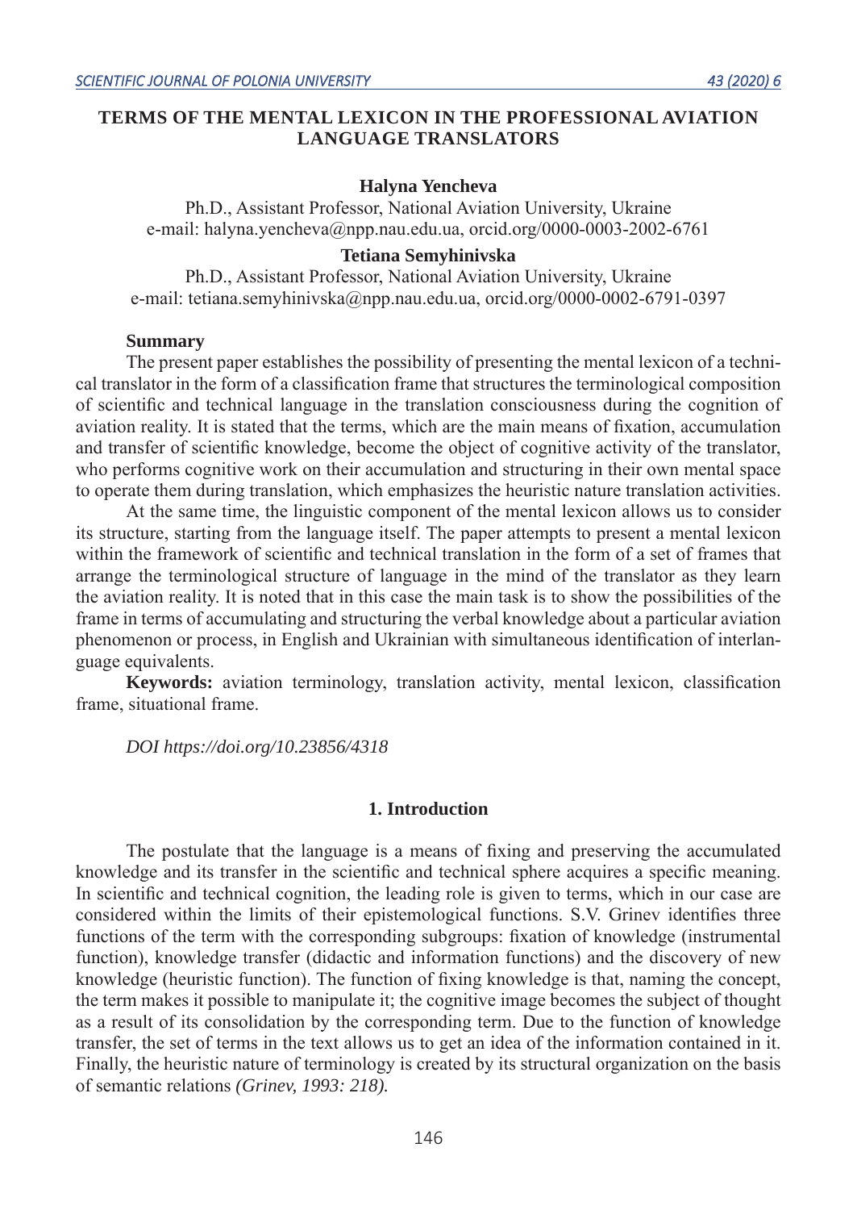# TERMS OF THE MENTAL LEXICON IN THE PROFESSIONAL AVIATION LANGUAGE TRANSLATORS

**Halyna Yencheva**

Ph.D., Assistant Professor, National Aviation University, Ukraine
e-mail: halyna.yencheva@npp.nau.edu.ua, orcid.org/0000-0003-2002-6761

**Tetiana Semyhinivska**

Ph.D., Assistant Professor, National Aviation University, Ukraine
e-mail: tetiana.semyhinivska@npp.nau.edu.ua, orcid.org/0000-0002-6791-0397

**Summary**

The present paper establishes the possibility of presenting the mental lexicon of a technical translator in the form of a classification frame that structures the terminological composition of scientific and technical language in the translation consciousness during the cognition of aviation reality. It is stated that the terms, which are the main means of fixation, accumulation and transfer of scientific knowledge, become the object of cognitive activity of the translator, who performs cognitive work on their accumulation and structuring in their own mental space to operate them during translation, which emphasizes the heuristic nature translation activities.

At the same time, the linguistic component of the mental lexicon allows us to consider its structure, starting from the language itself. The paper attempts to present a mental lexicon within the framework of scientific and technical translation in the form of a set of frames that arrange the terminological structure of language in the mind of the translator as they learn the aviation reality. It is noted that in this case the main task is to show the possibilities of the frame in terms of accumulating and structuring the verbal knowledge about a particular aviation phenomenon or process, in English and Ukrainian with simultaneous identification of interlanguage equivalents.

**Keywords:** aviation terminology, translation activity, mental lexicon, classification frame, situational frame.

*DOI https://doi.org/10.23856/4318*

## 1. Introduction

The postulate that the language is a means of fixing and preserving the accumulated knowledge and its transfer in the scientific and technical sphere acquires a specific meaning. In scientific and technical cognition, the leading role is given to terms, which in our case are considered within the limits of their epistemological functions. S.V. Grinev identifies three functions of the term with the corresponding subgroups: fixation of knowledge (instrumental function), knowledge transfer (didactic and information functions) and the discovery of new knowledge (heuristic function). The function of fixing knowledge is that, naming the concept, the term makes it possible to manipulate it; the cognitive image becomes the subject of thought as a result of its consolidation by the corresponding term. Due to the function of knowledge transfer, the set of terms in the text allows us to get an idea of the information contained in it. Finally, the heuristic nature of terminology is created by its structural organization on the basis of semantic relations *(Grinev, 1993: 218).*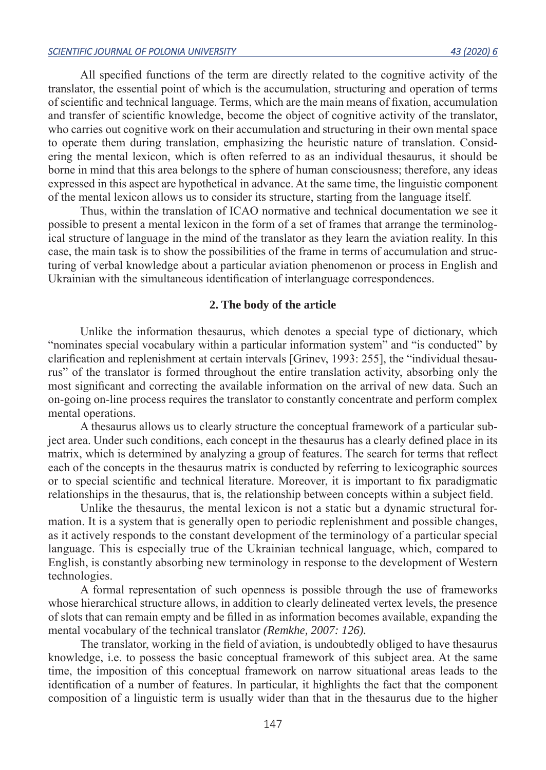All specified functions of the term are directly related to the cognitive activity of the translator, the essential point of which is the accumulation, structuring and operation of terms of scientific and technical language. Terms, which are the main means of fixation, accumulation and transfer of scientific knowledge, become the object of cognitive activity of the translator, who carries out cognitive work on their accumulation and structuring in their own mental space to operate them during translation, emphasizing the heuristic nature of translation. Considering the mental lexicon, which is often referred to as an individual thesaurus, it should be borne in mind that this area belongs to the sphere of human consciousness; therefore, any ideas expressed in this aspect are hypothetical in advance. At the same time, the linguistic component of the mental lexicon allows us to consider its structure, starting from the language itself.

Thus, within the translation of ICAO normative and technical documentation we see it possible to present a mental lexicon in the form of a set of frames that arrange the terminological structure of language in the mind of the translator as they learn the aviation reality. In this case, the main task is to show the possibilities of the frame in terms of accumulation and structuring of verbal knowledge about a particular aviation phenomenon or process in English and Ukrainian with the simultaneous identification of interlanguage correspondences.

## 2. The body of the article

Unlike the information thesaurus, which denotes a special type of dictionary, which "nominates special vocabulary within a particular information system" and "is conducted" by clarification and replenishment at certain intervals [Grinev, 1993: 255], the "individual thesaurus" of the translator is formed throughout the entire translation activity, absorbing only the most significant and correcting the available information on the arrival of new data. Such an on-going on-line process requires the translator to constantly concentrate and perform complex mental operations.

A thesaurus allows us to clearly structure the conceptual framework of a particular subject area. Under such conditions, each concept in the thesaurus has a clearly defined place in its matrix, which is determined by analyzing a group of features. The search for terms that reflect each of the concepts in the thesaurus matrix is conducted by referring to lexicographic sources or to special scientific and technical literature. Moreover, it is important to fix paradigmatic relationships in the thesaurus, that is, the relationship between concepts within a subject field.

Unlike the thesaurus, the mental lexicon is not a static but a dynamic structural formation. It is a system that is generally open to periodic replenishment and possible changes, as it actively responds to the constant development of the terminology of a particular special language. This is especially true of the Ukrainian technical language, which, compared to English, is constantly absorbing new terminology in response to the development of Western technologies.

A formal representation of such openness is possible through the use of frameworks whose hierarchical structure allows, in addition to clearly delineated vertex levels, the presence of slots that can remain empty and be filled in as information becomes available, expanding the mental vocabulary of the technical translator *(Remkhe, 2007: 126).*

The translator, working in the field of aviation, is undoubtedly obliged to have thesaurus knowledge, i.e. to possess the basic conceptual framework of this subject area. At the same time, the imposition of this conceptual framework on narrow situational areas leads to the identification of a number of features. In particular, it highlights the fact that the component composition of a linguistic term is usually wider than that in the thesaurus due to the higher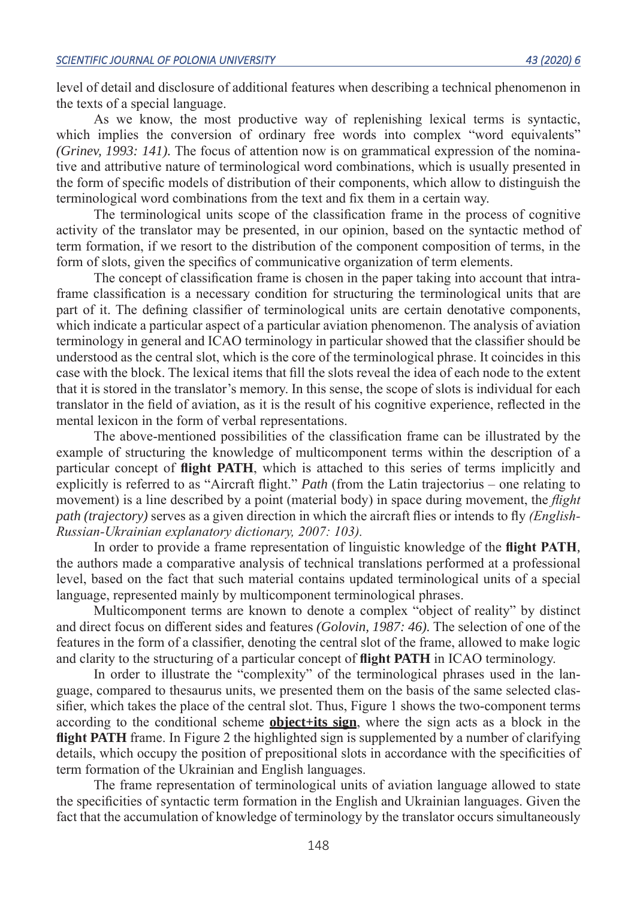level of detail and disclosure of additional features when describing a technical phenomenon in the texts of a special language.

As we know, the most productive way of replenishing lexical terms is syntactic, which implies the conversion of ordinary free words into complex "word equivalents" *(Grinev, 1993: 141).* The focus of attention now is on grammatical expression of the nominative and attributive nature of terminological word combinations, which is usually presented in the form of specific models of distribution of their components, which allow to distinguish the terminological word combinations from the text and fix them in a certain way.

The terminological units scope of the classification frame in the process of cognitive activity of the translator may be presented, in our opinion, based on the syntactic method of term formation, if we resort to the distribution of the component composition of terms, in the form of slots, given the specifics of communicative organization of term elements.

The concept of classification frame is chosen in the paper taking into account that intraframe classification is a necessary condition for structuring the terminological units that are part of it. The defining classifier of terminological units are certain denotative components, which indicate a particular aspect of a particular aviation phenomenon. The analysis of aviation terminology in general and ICAO terminology in particular showed that the classifier should be understood as the central slot, which is the core of the terminological phrase. It coincides in this case with the block. The lexical items that fill the slots reveal the idea of each node to the extent that it is stored in the translator's memory. In this sense, the scope of slots is individual for each translator in the field of aviation, as it is the result of his cognitive experience, reflected in the mental lexicon in the form of verbal representations.

The above-mentioned possibilities of the classification frame can be illustrated by the example of structuring the knowledge of multicomponent terms within the description of a particular concept of **flight PATH**, which is attached to this series of terms implicitly and explicitly is referred to as "Aircraft flight." *Path* (from the Latin trajectorius – one relating to movement) is a line described by a point (material body) in space during movement, the *flight path (trajectory)* serves as a given direction in which the aircraft flies or intends to fly *(English-Russian-Ukrainian explanatory dictionary, 2007: 103).*

In order to provide a frame representation of linguistic knowledge of the **flight PATH**, the authors made a comparative analysis of technical translations performed at a professional level, based on the fact that such material contains updated terminological units of a special language, represented mainly by multicomponent terminological phrases.

Multicomponent terms are known to denote a complex "object of reality" by distinct and direct focus on different sides and features *(Golovin, 1987: 46).* The selection of one of the features in the form of a classifier, denoting the central slot of the frame, allowed to make logic and clarity to the structuring of a particular concept of **flight PATH** in ICAO terminology.

In order to illustrate the "complexity" of the terminological phrases used in the language, compared to thesaurus units, we presented them on the basis of the same selected classifier, which takes the place of the central slot. Thus, Figure 1 shows the two-component terms according to the conditional scheme **object+its sign**, where the sign acts as a block in the **flight PATH** frame. In Figure 2 the highlighted sign is supplemented by a number of clarifying details, which occupy the position of prepositional slots in accordance with the specificities of term formation of the Ukrainian and English languages.

The frame representation of terminological units of aviation language allowed to state the specificities of syntactic term formation in the English and Ukrainian languages. Given the fact that the accumulation of knowledge of terminology by the translator occurs simultaneously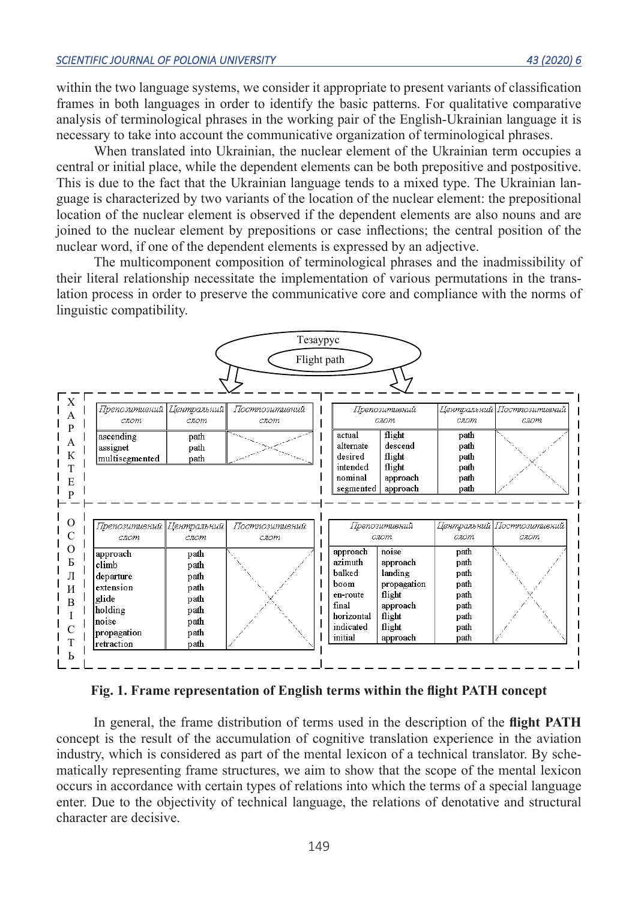within the two language systems, we consider it appropriate to present variants of classification frames in both languages in order to identify the basic patterns. For qualitative comparative analysis of terminological phrases in the working pair of the English-Ukrainian language it is necessary to take into account the communicative organization of terminological phrases.

When translated into Ukrainian, the nuclear element of the Ukrainian term occupies a central or initial place, while the dependent elements can be both prepositive and postpositive. This is due to the fact that the Ukrainian language tends to a mixed type. The Ukrainian language is characterized by two variants of the location of the nuclear element: the prepositional location of the nuclear element is observed if the dependent elements are also nouns and are joined to the nuclear element by prepositions or case inflections; the central position of the nuclear word, if one of the dependent elements is expressed by an adjective.

The multicomponent composition of terminological phrases and the inadmissibility of their literal relationship necessitate the implementation of various permutations in the translation process in order to preserve the communicative core and compliance with the norms of linguistic compatibility.

Тезаурус

Flight path

ХАРАКТЕР

| Препозитивний слот | Центральний слот | Постпозитивний слот |
|---|---|---|
| ascending | path | |
| assignet | path | |
| multisegmented | path | |

| Препозитивний слот | | Центральний слот | Постпозитивний слот |
|---|---|---|---|
| actual | flight | path | |
| alternate | descend | path | |
| desired | flight | path | |
| intended | flight | path | |
| nominal | approach | path | |
| segmented | approach | path | |

ОСОБЛИВІСТЬ

| Препозитивний слот | Центральний слот | Постпозитивний слот |
|---|---|---|
| approach | path | |
| climb | path | |
| departure | path | |
| extension | path | |
| glide | path | |
| holding | path | |
| noise | path | |
| propagation | path | |
| retraction | path | |

| Препозитивний слот | | Центральний слот | Постпозитивний слот |
|---|---|---|---|
| approach | noise | path | |
| azimuth | approach | path | |
| balked | landing | path | |
| boom | propagation | path | |
| en-route | flight | path | |
| final | approach | path | |
| horizontal | flight | path | |
| indicated | flight | path | |
| initial | approach | path | |

**Fig. 1. Frame representation of English terms within the flight PATH concept**

In general, the frame distribution of terms used in the description of the **flight PATH** concept is the result of the accumulation of cognitive translation experience in the aviation industry, which is considered as part of the mental lexicon of a technical translator. By schematically representing frame structures, we aim to show that the scope of the mental lexicon occurs in accordance with certain types of relations into which the terms of a special language enter. Due to the objectivity of technical language, the relations of denotative and structural character are decisive.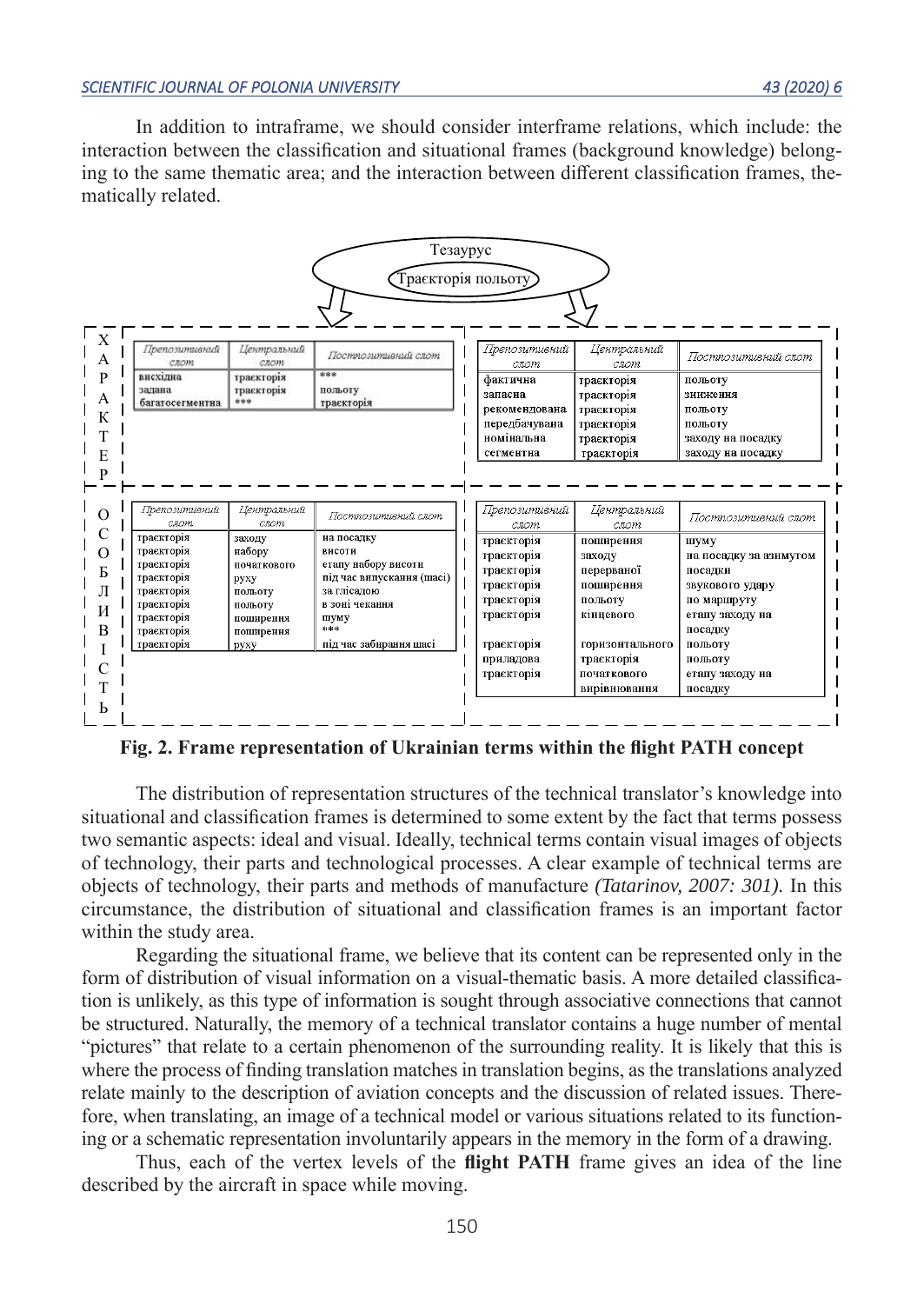In addition to intraframe, we should consider interframe relations, which include: the interaction between the classification and situational frames (background knowledge) belonging to the same thematic area; and the interaction between different classification frames, thematically related.

Тезаурус

Траєкторія польоту

ХАРАКТЕР

| Препозиційний слот | Центральний слот | Постпозиційний слот |
|---|---|---|
| висхідна | траєкторія | *** |
| задана | траєкторія | польоту |
| багатосегментна | *** | траєкторія |

| Препозиційний слот | Центральний слот | Постпозиційний слот |
|---|---|---|
| фактична | траєкторія | польоту |
| запасна | траєкторія | зниження |
| рекомендована | траєкторія | польоту |
| передбачувана | траєкторія | польоту |
| номінальна | траєкторія | заходу на посадку |
| сегментна | траєкторія | заходу на посадку |

ОСОБЛИВІСТЬ

| Препозиційний слот | Центральний слот | Постпозиційний слот |
|---|---|---|
| траєкторія | заходу | на посадку |
| траєкторія | набору | висоти |
| траєкторія | початкового | етапу набору висоти |
| траєкторія | руху | під час випускання (шасі) |
| траєкторія | польоту | за глісадою |
| траєкторія | польоту | в зоні чекання |
| траєкторія | поширення | шуму |
| траєкторія | поширення | *** |
| траєкторія | руху | під час забирання шасі |

| Препозиційний слот | Центральний слот | Постпозиційний слот |
|---|---|---|
| траєкторія | поширення | шуму |
| траєкторія | заходу | на посадку за азимутом |
| траєкторія | перерваної | посадки |
| траєкторія | поширення | звукового удару |
| траєкторія | польоту | по маршруту |
| траєкторія | кінцевого | етапу заходу на посадку |
| траєкторія | горизонтального | польоту |
| приладова | траєкторія | польоту |
| траєкторія | початкового вирівнювання | етапу заходу на посадку |

**Fig. 2. Frame representation of Ukrainian terms within the flight PATH concept**

The distribution of representation structures of the technical translator's knowledge into situational and classification frames is determined to some extent by the fact that terms possess two semantic aspects: ideal and visual. Ideally, technical terms contain visual images of objects of technology, their parts and technological processes. A clear example of technical terms are objects of technology, their parts and methods of manufacture *(Tatarinov, 2007: 301).* In this circumstance, the distribution of situational and classification frames is an important factor within the study area.

Regarding the situational frame, we believe that its content can be represented only in the form of distribution of visual information on a visual-thematic basis. A more detailed classification is unlikely, as this type of information is sought through associative connections that cannot be structured. Naturally, the memory of a technical translator contains a huge number of mental "pictures" that relate to a certain phenomenon of the surrounding reality. It is likely that this is where the process of finding translation matches in translation begins, as the translations analyzed relate mainly to the description of aviation concepts and the discussion of related issues. Therefore, when translating, an image of a technical model or various situations related to its functioning or a schematic representation involuntarily appears in the memory in the form of a drawing.

Thus, each of the vertex levels of the **flight PATH** frame gives an idea of the line described by the aircraft in space while moving.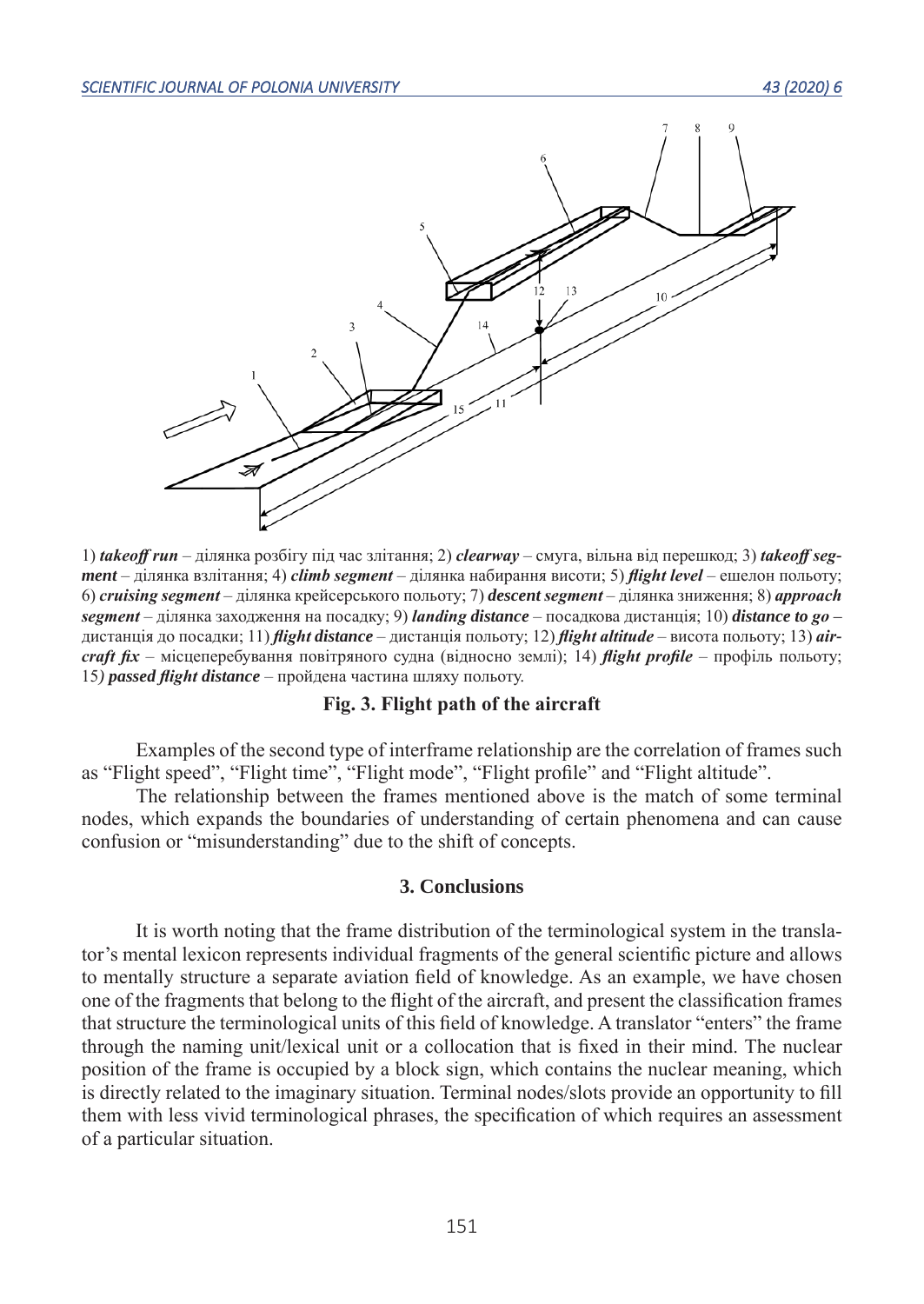1) ***takeoff run*** – ділянка розбігу під час злітання; 2) ***clearway*** – смуга, вільна від перешкод; 3) ***takeoff segment*** – ділянка взлітання; 4) ***climb segment*** – ділянка набирання висоти; 5) ***flight level*** – ешелон польоту; 6) ***cruising segment*** – ділянка крейсерського польоту; 7) ***descent segment*** – ділянка зниження; 8) ***approach segment*** – ділянка заходження на посадку; 9) ***landing distance*** – посадкова дистанція; 10) ***distance to go*** – дистанція до посадки; 11) ***flight distance*** – дистанція польоту; 12) ***flight altitude*** – висота польоту; 13) ***aircraft fix*** – місцеперебування повітряного судна (відносно землі); 14) ***flight profile*** – профіль польоту; 15) ***passed flight distance*** – пройдена частина шляху польоту.

**Fig. 3. Flight path of the aircraft**

Examples of the second type of interframe relationship are the correlation of frames such as "Flight speed", "Flight time", "Flight mode", "Flight profile" and "Flight altitude".

The relationship between the frames mentioned above is the match of some terminal nodes, which expands the boundaries of understanding of certain phenomena and can cause confusion or "misunderstanding" due to the shift of concepts.

## 3. Conclusions

It is worth noting that the frame distribution of the terminological system in the translator's mental lexicon represents individual fragments of the general scientific picture and allows to mentally structure a separate aviation field of knowledge. As an example, we have chosen one of the fragments that belong to the flight of the aircraft, and present the classification frames that structure the terminological units of this field of knowledge. A translator "enters" the frame through the naming unit/lexical unit or a collocation that is fixed in their mind. The nuclear position of the frame is occupied by a block sign, which contains the nuclear meaning, which is directly related to the imaginary situation. Terminal nodes/slots provide an opportunity to fill them with less vivid terminological phrases, the specification of which requires an assessment of a particular situation.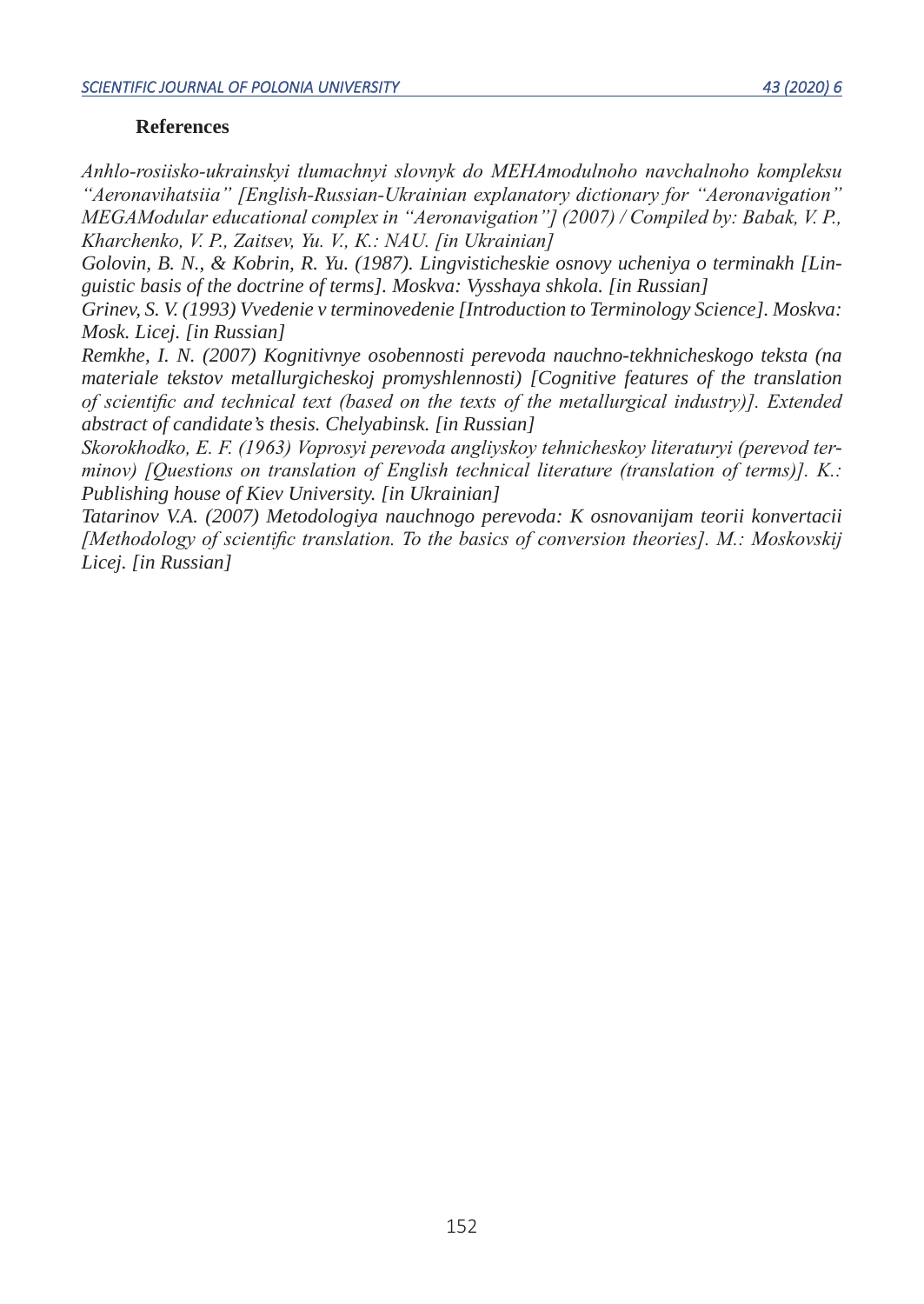**References**

*Anhlo-rosiisko-ukrainskyi tlumachnyi slovnyk do MEHAmodulnoho navchalnoho kompleksu “Aeronavihatsiia” [English-Russian-Ukrainian explanatory dictionary for “Aeronavigation” MEGAModular educational complex in “Aeronavigation”] (2007) / Compiled by: Babak, V. P., Kharchenko, V. P., Zaitsev, Yu. V., K.: NAU. [in Ukrainian]*

*Golovin, B. N., & Kobrin, R. Yu. (1987). Lingvisticheskie osnovy ucheniya o terminakh [Linguistic basis of the doctrine of terms]. Moskva: Vysshaya shkola. [in Russian]*

*Grinev, S. V. (1993) Vvedenie v terminovedenie [Introduction to Terminology Science]. Moskva: Mosk. Licej. [in Russian]*

*Remkhe, I. N. (2007) Kognitivnye osobennosti perevoda nauchno-tekhnicheskogo teksta (na materiale tekstov metallurgicheskoj promyshlennosti) [Cognitive features of the translation of scientific and technical text (based on the texts of the metallurgical industry)]. Extended abstract of candidate’s thesis. Chelyabinsk. [in Russian]*

*Skorokhodko, E. F. (1963) Voprosyi perevoda angliyskoy tehnicheskoy literaturyi (perevod terminov) [Questions on translation of English technical literature (translation of terms)]. K.: Publishing house of Kiev University. [in Ukrainian]*

*Tatarinov V.A. (2007) Metodologiya nauchnogo perevoda: K osnovanijam teorii konvertacii [Methodology of scientific translation. To the basics of conversion theories]. M.: Moskovskij Licej. [in Russian]*